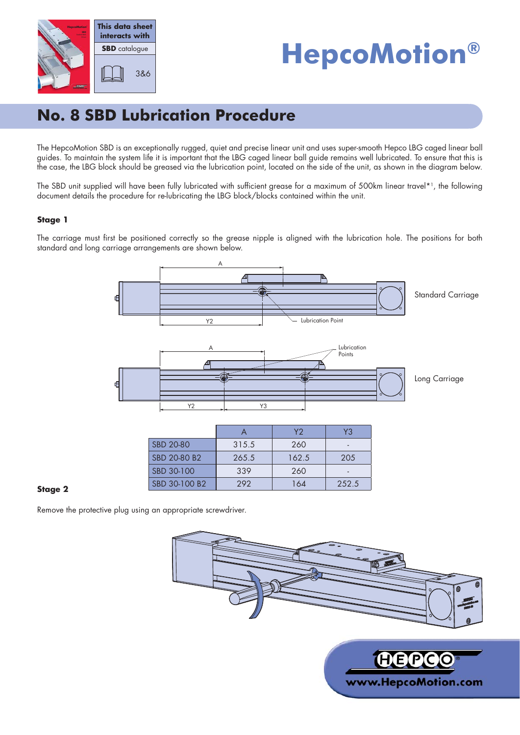This data sheet interacts with **SBD** catalogue 3&6

# HepcoMotion®

## No. 8 SBD Lubrication Procedure

The HepcoMotion SBD is an exceptionally rugged, quiet and precise linear unit and uses super-smooth Hepco LBG caged linear ball guides. To maintain the system life it is important that the LBG caged linear ball guide remains well lubricated. To ensure that this is the case, the LBG block should be greased via the lubrication point, located on the side of the unit, as shown in the diagram below.

The SBD unit supplied will have been fully lubricated with sufficient grease for a maximum of 500km linear travel*[1], the following document details the procedure for re-lubricating the LBG block/blocks contained within the unit.

### Stage 1

The carriage must first be positioned correctly so the grease nipple is aligned with the lubrication hole. The positions for both standard and long carriage arrangements are shown below.

Standard Carriage

Long Carriage

| | A | Y2 | Y3 |
|---|---|---|---|
| SBD 20-80 | 315.5 | 260 | - |
| SBD 20-80 B2 | 265.5 | 162.5 | 205 |
| SBD 30-100 | 339 | 260 | - |
| SBD 30-100 B2 | 292 | 164 | 252.5 |

### Stage 2

Remove the protective plug using an appropriate screwdriver.

www.HepcoMotion.com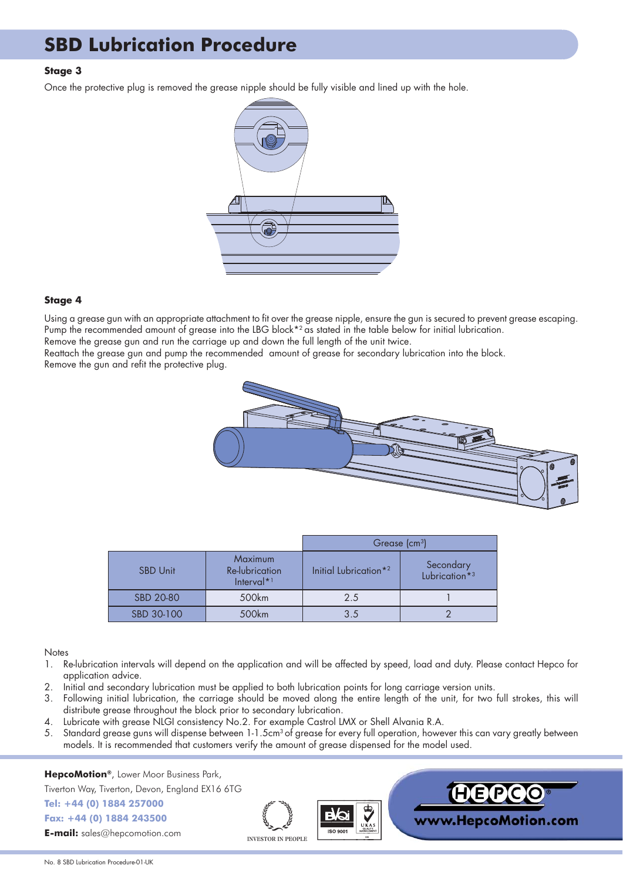# SBD Lubrication Procedure

**Stage 3**

Once the protective plug is removed the grease nipple should be fully visible and lined up with the hole.

**Stage 4**

Using a grease gun with an appropriate attachment to fit over the grease nipple, ensure the gun is secured to prevent grease escaping. Pump the recommended amount of grease into the LBG block*2 as stated in the table below for initial lubrication.
Remove the grease gun and run the carriage up and down the full length of the unit twice.
Reattach the grease gun and pump the recommended amount of grease for secondary lubrication into the block.
Remove the gun and refit the protective plug.

| | | Grease ($cm^3$) | |
|---|---|---|---|
| SBD Unit | Maximum Re-lubrication Interval*1 | Initial Lubrication*2 | Secondary Lubrication*3 |
| SBD 20-80 | 500km | 2.5 | 1 |
| SBD 30-100 | 500km | 3.5 | 2 |

Notes

1. Re-lubrication intervals will depend on the application and will be affected by speed, load and duty. Please contact Hepco for application advice.
2. Initial and secondary lubrication must be applied to both lubrication points for long carriage version units.
3. Following initial lubrication, the carriage should be moved along the entire length of the unit, for two full strokes, this will distribute grease throughout the block prior to secondary lubrication.
4. Lubricate with grease NLGI consistency No.2. For example Castrol LMX or Shell Alvania R.A.
5. Standard grease guns will dispense between 1-1.5$cm^3$ of grease for every full operation, however this can vary greatly between models. It is recommended that customers verify the amount of grease dispensed for the model used.

**HepcoMotion®**, Lower Moor Business Park,
Tiverton Way, Tiverton, Devon, England EX16 6TG
**Tel: +44 (0) 1884 257000**
**Fax: +44 (0) 1884 243500**
**E-mail:** sales@hepcomotion.com

INVESTOR IN PEOPLE

ISO 9001

HEPCO®
**www.HepcoMotion.com**

No. 8 SBD Lubrication Procedure-01-UK